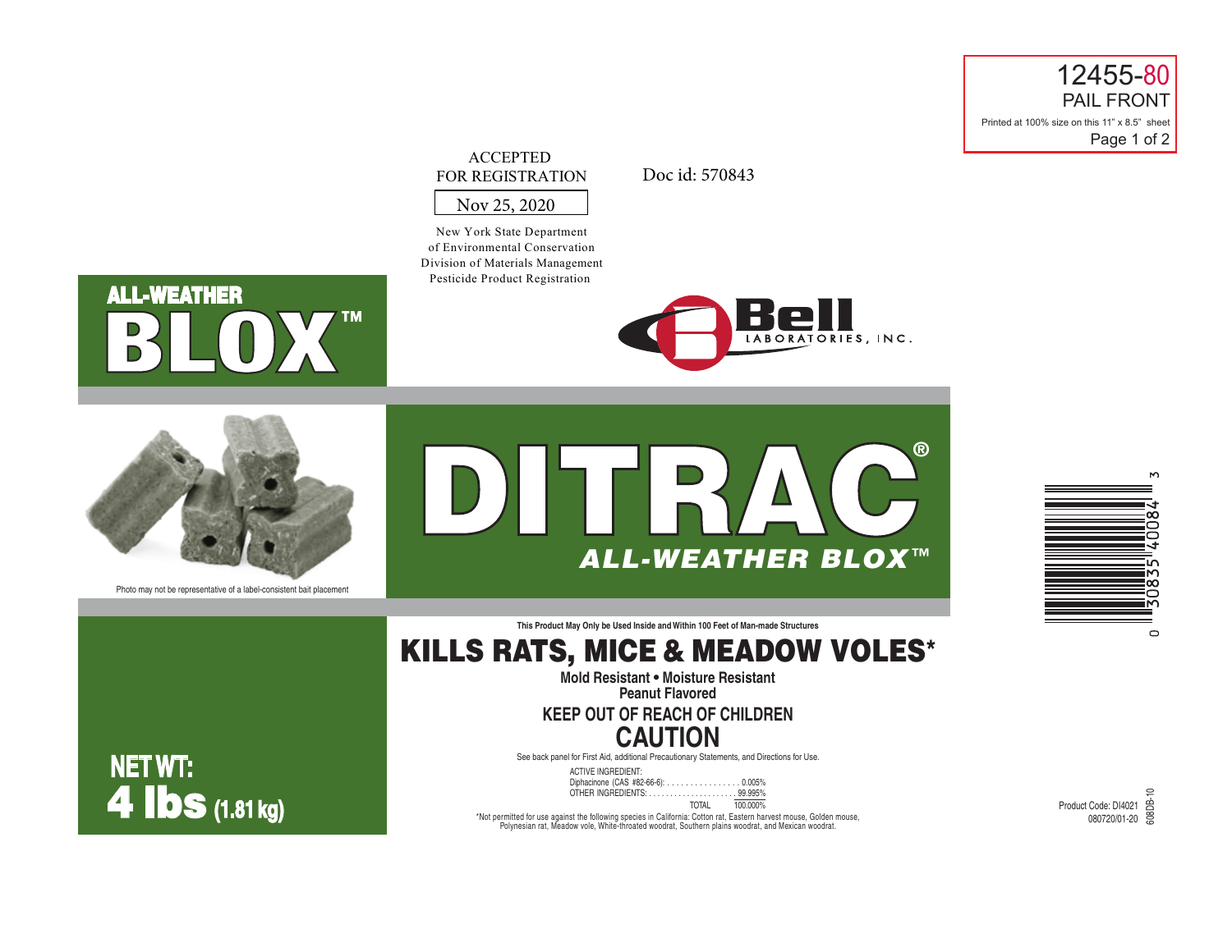12455-80
PAIL FRONT
Printed at 100% size on this 11" x 8.5" sheet
Page 1 of 2

ACCEPTED
FOR REGISTRATION

Nov 25, 2020

New York State Department
of Environmental Conservation
Division of Materials Management
Pesticide Product Registration

Doc id: 570843

ALL-WEATHER
BLOX™

Bell LABORATORIES, INC.

Photo may not be representative of a label-consistent bait placement

# DITRAC®

## ALL-WEATHER BLOX™

**This Product May Only be Used Inside and Within 100 Feet of Man-made Structures**

# KILLS RATS, MICE & MEADOW VOLES*

**Mold Resistant • Moisture Resistant**
**Peanut Flavored**

## KEEP OUT OF REACH OF CHILDREN

# CAUTION

See back panel for First Aid, additional Precautionary Statements, and Directions for Use.

| ACTIVE INGREDIENT: | |
|---|---|
| Diphacinone (CAS #82-66-6): | 0.005% |
| OTHER INGREDIENTS: | 99.995% |
| TOTAL | 100.000% |

*Not permitted for use against the following species in California: Cotton rat, Eastern harvest mouse, Golden mouse, Polynesian rat, Meadow vole, White-throated woodrat, Southern plains woodrat, and Mexican woodrat.

**NET WT:**
**4 lbs (1.81 kg)**

0 30835 40084 3

Product Code: DI4021
080720/01-20
608DB-10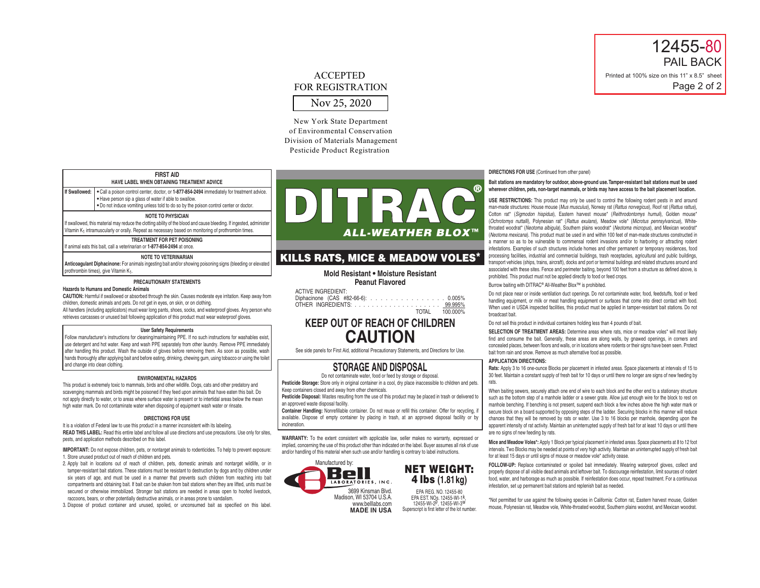12455-80
PAIL BACK
Printed at 100% size on this 11" x 8.5" sheet

ACCEPTED
FOR REGISTRATION
Nov 25, 2020

New York State Department
of Environmental Conservation
Division of Materials Management
Pesticide Product Registration

## FIRST AID

**HAVE LABEL WHEN OBTAINING TREATMENT ADVICE**

| | |
|---|---|
| **If Swallowed:** | • Call a poison control center, doctor, or **1-877-854-2494** immediately for treatment advice.<br>• Have person sip a glass of water if able to swallow.<br>• Do not induce vomiting unless told to do so by the poison control center or doctor. |

**NOTE TO PHYSICIAN**

If swallowed, this material may reduce the clotting ability of the blood and cause bleeding. If ingested, administer Vitamin $K_1$ intramuscularly or orally. Repeat as necessary based on monitoring of prothrombin times.

**TREATMENT FOR PET POISONING**

If animal eats this bait, call a veterinarian or **1-877-854-2494** at once.

**NOTE TO VETERINARIAN**

**Anticoagulant Diphacinone:** For animals ingesting bait and/or showing poisoning signs (bleeding or elevated prothrombin times), give Vitamin $K_1$.

## PRECAUTIONARY STATEMENTS

**Hazards to Humans and Domestic Animals**

**CAUTION:** Harmful if swallowed or absorbed through the skin. Causes moderate eye irritation. Keep away from children, domestic animals and pets. Do not get in eyes, on skin, or on clothing.

All handlers (including applicators) must wear long pants, shoes, socks, and waterproof gloves. Any person who retrieves carcasses or unused bait following application of this product must wear waterproof gloves.

**User Safety Requirements**

Follow manufacturer's instructions for cleaning/maintaining PPE. If no such instructions for washables exist, use detergent and hot water. Keep and wash PPE separately from other laundry. Remove PPE immediately after handling this product. Wash the outside of gloves before removing them. As soon as possible, wash hands thoroughly after applying bait and before eating, drinking, chewing gum, using tobacco or using the toilet and change into clean clothing.

**ENVIRONMENTAL HAZARDS**

This product is extremely toxic to mammals, birds and other wildlife. Dogs, cats and other predatory and scavenging mammals and birds might be poisoned if they feed upon animals that have eaten this bait. Do not apply directly to water, or to areas where surface water is present or to intertidal areas below the mean high water mark. Do not contaminate water when disposing of equipment wash water or rinsate.

## DIRECTIONS FOR USE

It is a violation of Federal law to use this product in a manner inconsistent with its labeling.

**READ THIS LABEL:** Read this entire label and follow all use directions and use precautions. Use only for sites, pests, and application methods described on this label.

**IMPORTANT:** Do not expose children, pets, or nontarget animals to rodenticides. To help to prevent exposure:

1. Store unused product out of reach of children and pets.
2. Apply bait in locations out of reach of children, pets, domestic animals and nontarget wildlife, or in tamper-resistant bait stations. These stations must be resistant to destruction by dogs and by children under six years of age, and must be used in a manner that prevents such children from reaching into bait compartments and obtaining bait. If bait can be shaken from bait stations when they are lifted, units must be secured or otherwise immobilized. Stronger bait stations are needed in areas open to hoofed livestock, raccoons, bears, or other potentially destructive animals, or in areas prone to vandalism.
3. Dispose of product container and unused, spoiled, or unconsumed bait as specified on this label.

# DITRAC®

## ALL-WEATHER BLOX™

## KILLS RATS, MICE & MEADOW VOLES*

**Mold Resistant • Moisture Resistant**
**Peanut Flavored**

| ACTIVE INGREDIENT: | |
|---|---|
| Diphacinone (CAS #82-66-6): | 0.005% |
| OTHER INGREDIENTS: | 99.995% |
| TOTAL | 100.000% |

## KEEP OUT OF REACH OF CHILDREN
# CAUTION

See side panels for First Aid, additional Precautionary Statements, and Directions for Use.

## STORAGE AND DISPOSAL

Do not contaminate water, food or feed by storage or disposal.

**Pesticide Storage:** Store only in original container in a cool, dry place inaccessible to children and pets. Keep containers closed and away from other chemicals.

**Pesticide Disposal:** Wastes resulting from the use of this product may be placed in trash or delivered to an approved waste disposal facility.

**Container Handling:** Nonrefillable container. Do not reuse or refill this container. Offer for recycling, if available. Dispose of empty container by placing in trash, at an approved disposal facility or by incineration.

**WARRANTY:** To the extent consistent with applicable law, seller makes no warranty, expressed or implied, concerning the use of this product other than indicated on the label. Buyer assumes all risk of use and/or handling of this material when such use and/or handling is contrary to label instructions.

Manufactured by:
Bell LABORATORIES, INC.
3699 Kinsman Blvd.
Madison, WI 53704 U.S.A.
www.belllabs.com
**MADE IN USA**

**NET WEIGHT: 4 lbs (1.81 kg)**

EPA REG. NO. 12455-80
EPA EST. NOs. 12455-WI-1[K], 12455-WI-2[D], 12455-WI-3[W]
Superscript is first letter of the lot number.

**DIRECTIONS FOR USE** (Continued from other panel)

**Bait stations are mandatory for outdoor, above-ground use. Tamper-resistant bait stations must be used wherever children, pets, non-target mammals, or birds may have access to the bait placement location.**

**USE RESTRICTIONS:** This product may only be used to control the following rodent pests in and around man-made structures: House mouse (*Mus musculus*), Norway rat (*Rattus norvegicus*), Roof rat (*Rattus rattus*), Cotton rat* (*Sigmodon hispidus*), Eastern harvest mouse* (*Reithrodontomys humuli*), Golden mouse* (*Ochrotomys nuttalli*), Polynesian rat* (*Rattus exulans*), Meadow vole* (*Microtus pennsylvanicus*), White-throated woodrat* (*Neotoma albigula*), Southern plains woodrat* (*Neotoma micropus*), and Mexican woodrat* (*Neotoma mexicana*). This product must be used in and within 100 feet of man-made structures constructed in a manner so as to be vulnerable to commensal rodent invasions and/or to harboring or attracting rodent infestations. Examples of such structures include homes and other permanent or temporary residences, food processing facilities, industrial and commercial buildings, trash receptacles, agricultural and public buildings, transport vehicles (ships, trains, aircraft), docks and port or terminal buildings and related structures around and associated with these sites. Fence and perimeter baiting, beyond 100 feet from a structure as defined above, is prohibited. This product must not be applied directly to food or feed crops.

Burrow baiting with DITRAC® All-Weather Blox™ is prohibited.

Do not place near or inside ventilation duct openings. Do not contaminate water, food, feedstuffs, food or feed handling equipment, or milk or meat handling equipment or surfaces that come into direct contact with food. When used in USDA inspected facilities, this product must be applied in tamper-resistant bait stations. Do not broadcast bait.

Do not sell this product in individual containers holding less than 4 pounds of bait.

**SELECTION OF TREATMENT AREAS:** Determine areas where rats, mice or meadow voles* will most likely find and consume the bait. Generally, these areas are along walls, by gnawed openings, in corners and concealed places, between floors and walls, or in locations where rodents or their signs have been seen. Protect bait from rain and snow. Remove as much alternative food as possible.

**APPLICATION DIRECTIONS:**

**Rats:** Apply 3 to 16 one-ounce Blocks per placement in infested areas. Space placements at intervals of 15 to 30 feet. Maintain a constant supply of fresh bait for 10 days or until there no longer are signs of new feeding by rats.

When baiting sewers, securely attach one end of wire to each block and the other end to a stationary structure such as the bottom step of a manhole ladder or a sewer grate. Allow just enough wire for the block to rest on manhole benching. If benching is not present, suspend each block a few inches above the high water mark or secure block on a board supported by opposing steps of the ladder. Securing blocks in this manner will reduce chances that they will be removed by rats or water. Use 3 to 16 blocks per manhole, depending upon the apparent intensity of rat activity. Maintain an uninterrupted supply of fresh bait for at least 10 days or until there are no signs of new feeding by rats.

**Mice and Meadow Voles*:** Apply 1 Block per typical placement in infested areas. Space placements at 8 to 12 foot intervals. Two Blocks may be needed at points of very high activity. Maintain an uninterrupted supply of fresh bait for at least 15 days or until signs of mouse or meadow vole* activity cease.

**FOLLOW-UP:** Replace contaminated or spoiled bait immediately. Wearing waterproof gloves, collect and properly dispose of all visible dead animals and leftover bait. To discourage reinfestation, limit sources of rodent food, water, and harborage as much as possible. If reinfestation does occur, repeat treatment. For a continuous infestation, set up permanent bait stations and replenish bait as needed.

*Not permitted for use against the following species in California: Cotton rat, Eastern harvest mouse, Golden mouse, Polynesian rat, Meadow vole, White-throated woodrat, Southern plains woodrat, and Mexican woodrat.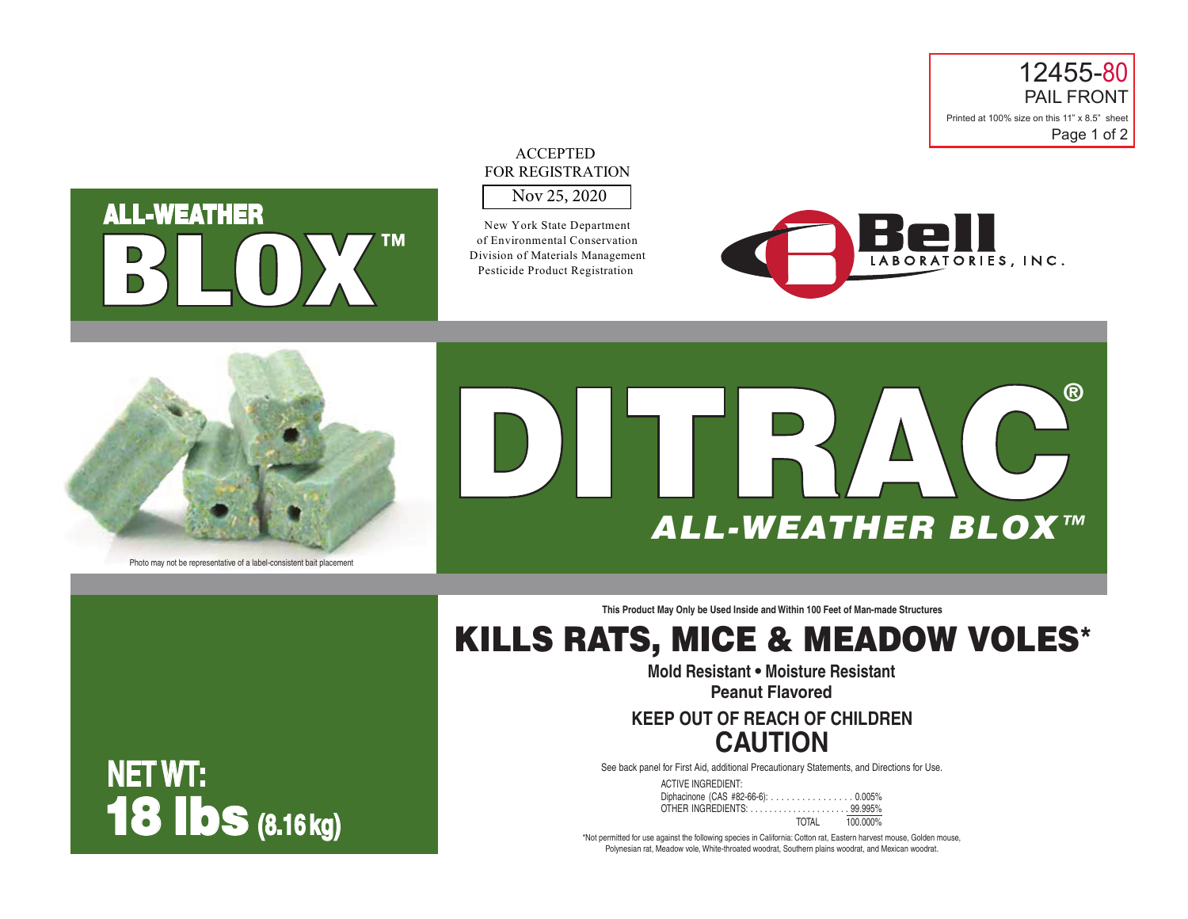12455-80
PAIL FRONT
Printed at 100% size on this 11" x 8.5" sheet
Page 1 of 2

ACCEPTED
FOR REGISTRATION
Nov 25, 2020

New York State Department
of Environmental Conservation
Division of Materials Management
Pesticide Product Registration

# ALL-WEATHER BLOX™

Bell LABORATORIES, INC.

Photo may not be representative of a label-consistent bait placement

# DITRAC®

## *ALL-WEATHER BLOX™*

**This Product May Only be Used Inside and Within 100 Feet of Man-made Structures**

# KILLS RATS, MICE & MEADOW VOLES*

**Mold Resistant • Moisture Resistant**
**Peanut Flavored**

## KEEP OUT OF REACH OF CHILDREN
## CAUTION

See back panel for First Aid, additional Precautionary Statements, and Directions for Use.

| ACTIVE INGREDIENT: | |
|---|---|
| Diphacinone (CAS #82-66-6): | 0.005% |
| OTHER INGREDIENTS: | 99.995% |
| TOTAL | 100.000% |

*Not permitted for use against the following species in California: Cotton rat, Eastern harvest mouse, Golden mouse, Polynesian rat, Meadow vole, White-throated woodrat, Southern plains woodrat, and Mexican woodrat.

**NET WT: 18 lbs (8.16 kg)**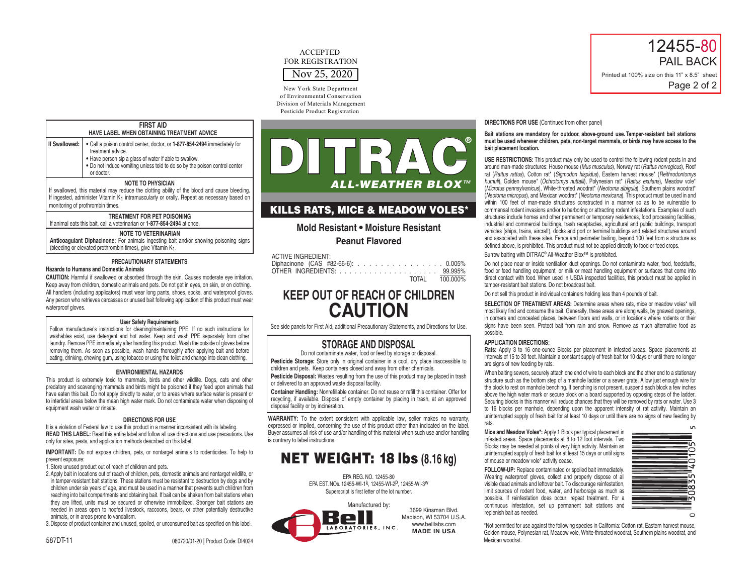ACCEPTED
FOR REGISTRATION
Nov 25, 2020

New York State Department
of Environmental Conservation
Division of Materials Management
Pesticide Product Registration

12455-80
PAIL BACK
Printed at 100% size on this 11" x 8.5" sheet
Page 2 of 2

## FIRST AID
### HAVE LABEL WHEN OBTAINING TREATMENT ADVICE

| | |
|---|---|
| **If Swallowed:** | • Call a poison control center, doctor, or **1-877-854-2494** immediately for treatment advice. • Have person sip a glass of water if able to swallow. • Do not induce vomiting unless told to do so by the poison control center or doctor. |

**NOTE TO PHYSICIAN**

If swallowed, this material may reduce the clotting ability of the blood and cause bleeding. If ingested, administer Vitamin $K_1$ intramuscularly or orally. Repeat as necessary based on monitoring of prothrombin times.

**TREATMENT FOR PET POISONING**

If animal eats this bait, call a veterinarian or **1-877-854-2494** at once.

**NOTE TO VETERINARIAN**

**Anticoagulant Diphacinone:** For animals ingesting bait and/or showing poisoning signs (bleeding or elevated prothrombin times), give Vitamin $K_1$.

## PRECAUTIONARY STATEMENTS

**Hazards to Humans and Domestic Animals**

**CAUTION:** Harmful if swallowed or absorbed through the skin. Causes moderate eye irritation. Keep away from children, domestic animals and pets. Do not get in eyes, on skin, or on clothing. All handlers (including applicators) must wear long pants, shoes, socks, and waterproof gloves. Any person who retrieves carcasses or unused bait following application of this product must wear waterproof gloves.

**User Safety Requirements**

Follow manufacturer's instructions for cleaning/maintaining PPE. If no such instructions for washables exist, use detergent and hot water. Keep and wash PPE separately from other laundry. Remove PPE immediately after handling this product. Wash the outside of gloves before removing them. As soon as possible, wash hands thoroughly after applying bait and before eating, drinking, chewing gum, using tobacco or using the toilet and change into clean clothing.

**ENVIRONMENTAL HAZARDS**

This product is extremely toxic to mammals, birds and other wildlife. Dogs, cats and other predatory and scavenging mammals and birds might be poisoned if they feed upon animals that have eaten this bait. Do not apply directly to water, or to areas where surface water is present or to intertidal areas below the mean high water mark. Do not contaminate water when disposing of equipment wash water or rinsate.

## DIRECTIONS FOR USE

It is a violation of Federal law to use this product in a manner inconsistent with its labeling.
**READ THIS LABEL:** Read this entire label and follow all use directions and use precautions. Use only for sites, pests, and application methods described on this label.

**IMPORTANT:** Do not expose children, pets, or nontarget animals to rodenticides. To help to prevent exposure:

1. Store unused product out of reach of children and pets.
2. Apply bait in locations out of reach of children, pets, domestic animals and nontarget wildlife, or in tamper-resistant bait stations. These stations must be resistant to destruction by dogs and by children under six years of age, and must be used in a manner that prevents such children from reaching into bait compartments and obtaining bait. If bait can be shaken from bait stations when they are lifted, units must be secured or otherwise immobilized. Stronger bait stations are needed in areas open to hoofed livestock, raccoons, bears, or other potentially destructive animals, or in areas prone to vandalism.
3. Dispose of product container and unused, spoiled, or unconsumed bait as specified on this label.

587DT-11 080720/01-20 | Product Code: DI4024

# DITRAC®
## ALL-WEATHER BLOX™

## KILLS RATS, MICE & MEADOW VOLES*

**Mold Resistant • Moisture Resistant**

**Peanut Flavored**

| | |
|---|---|
| ACTIVE INGREDIENT: | |
| Diphacinone (CAS #82-66-6): | 0.005% |
| OTHER INGREDIENTS: | 99.995% |
| TOTAL | 100.000% |

## KEEP OUT OF REACH OF CHILDREN
# CAUTION

See side panels for First Aid, additional Precautionary Statements, and Directions for Use.

## STORAGE AND DISPOSAL

Do not contaminate water, food or feed by storage or disposal.

**Pesticide Storage:** Store only in original container in a cool, dry place inaccessible to children and pets. Keep containers closed and away from other chemicals.

**Pesticide Disposal:** Wastes resulting from the use of this product may be placed in trash or delivered to an approved waste disposal facility.

**Container Handling:** Nonrefillable container. Do not reuse or refill this container. Offer for recycling, if available. Dispose of empty container by placing in trash, at an approved disposal facility or by incineration.

**WARRANTY:** To the extent consistent with applicable law, seller makes no warranty, expressed or implied, concerning the use of this product other than indicated on the label. Buyer assumes all risk of use and/or handling of this material when such use and/or handling is contrary to label instructions.

# NET WEIGHT: 18 lbs (8.16 kg)

EPA REG. NO. 12455-80
EPA EST. NOs. 12455-WI-1[K], 12455-WI-2[P], 12455-WI-3[W]
Superscript is first letter of the lot number.

Manufactured by:
Bell Laboratories, Inc.
3699 Kinsman Blvd.
Madison, WI 53704 U.S.A.
www.belllabs.com
**MADE IN USA**

**DIRECTIONS FOR USE** (Continued from other panel)

**Bait stations are mandatory for outdoor, above-ground use. Tamper-resistant bait stations must be used wherever children, pets, non-target mammals, or birds may have access to the bait placement location.**

**USE RESTRICTIONS:** This product may only be used to control the following rodent pests in and around man-made structures: House mouse (*Mus musculus*), Norway rat (*Rattus norvegicus*), Roof rat (*Rattus rattus*), Cotton rat* (*Sigmodon hispidus*), Eastern harvest mouse* (*Reithrodontomys humuli*), Golden mouse* (*Ochrotomys nuttalli*), Polynesian rat* (*Rattus exulans*), Meadow vole* (*Microtus pennsylvanicus*), White-throated woodrat* (*Neotoma albigula*), Southern plains woodrat* (*Neotoma micropus*), and Mexican woodrat* (*Neotoma mexicana*). This product must be used in and within 100 feet of man-made structures constructed in a manner so as to be vulnerable to commensal rodent invasions and/or to harboring or attracting rodent infestations. Examples of such structures include homes and other permanent or temporary residences, food processing facilities, industrial and commercial buildings, trash receptacles, agricultural and public buildings, transport vehicles (ships, trains, aircraft), docks and port or terminal buildings and related structures around and associated with these sites. Fence and perimeter baiting, beyond 100 feet from a structure as defined above, is prohibited. This product must not be applied directly to food or feed crops.

Burrow baiting with DITRAC® All-Weather Blox™ is prohibited.

Do not place near or inside ventilation duct openings. Do not contaminate water, food, feedstuffs, food or feed handling equipment, or milk or meat handling equipment or surfaces that come into direct contact with food. When used in USDA inspected facilities, this product must be applied in tamper-resistant bait stations. Do not broadcast bait.

Do not sell this product in individual containers holding less than 4 pounds of bait.

**SELECTION OF TREATMENT AREAS:** Determine areas where rats, mice or meadow voles* will most likely find and consume the bait. Generally, these areas are along walls, by gnawed openings, in corners and concealed places, between floors and walls, or in locations where rodents or their signs have been seen. Protect bait from rain and snow. Remove as much alternative food as possible.

**APPLICATION DIRECTIONS:**

**Rats:** Apply 3 to 16 one-ounce Blocks per placement in infested areas. Space placements at intervals of 15 to 30 feet. Maintain a constant supply of fresh bait for 10 days or until there no longer are signs of new feeding by rats.

When baiting sewers, securely attach one end of wire to each block and the other end to a stationary structure such as the bottom step of a manhole ladder or a sewer grate. Allow just enough wire for the block to rest on manhole benching. If benching is not present, suspend each block a few inches above the high water mark or secure block on a board supported by opposing steps of the ladder. Securing blocks in this manner will reduce chances that they will be removed by rats or water. Use 3 to 16 blocks per manhole, depending upon the apparent intensity of rat activity. Maintain an uninterrupted supply of fresh bait for at least 10 days or until there are no signs of new feeding by rats.

**Mice and Meadow Voles*:** Apply 1 Block per typical placement in infested areas. Space placements at 8 to 12 foot intervals. Two Blocks may be needed at points of very high activity. Maintain an uninterrupted supply of fresh bait for at least 15 days or until signs of mouse or meadow vole* activity cease.

**FOLLOW-UP:** Replace contaminated or spoiled bait immediately. Wearing waterproof gloves, collect and properly dispose of all visible dead animals and leftover bait. To discourage reinfestation, limit sources of rodent food, water, and harborage as much as possible. If reinfestation does occur, repeat treatment. For a continuous infestation, set up permanent bait stations and replenish bait as needed.

0 30835 40105 5

*Not permitted for use against the following species in California: Cotton rat, Eastern harvest mouse, Golden mouse, Polynesian rat, Meadow vole, White-throated woodrat, Southern plains woodrat, and Mexican woodrat.